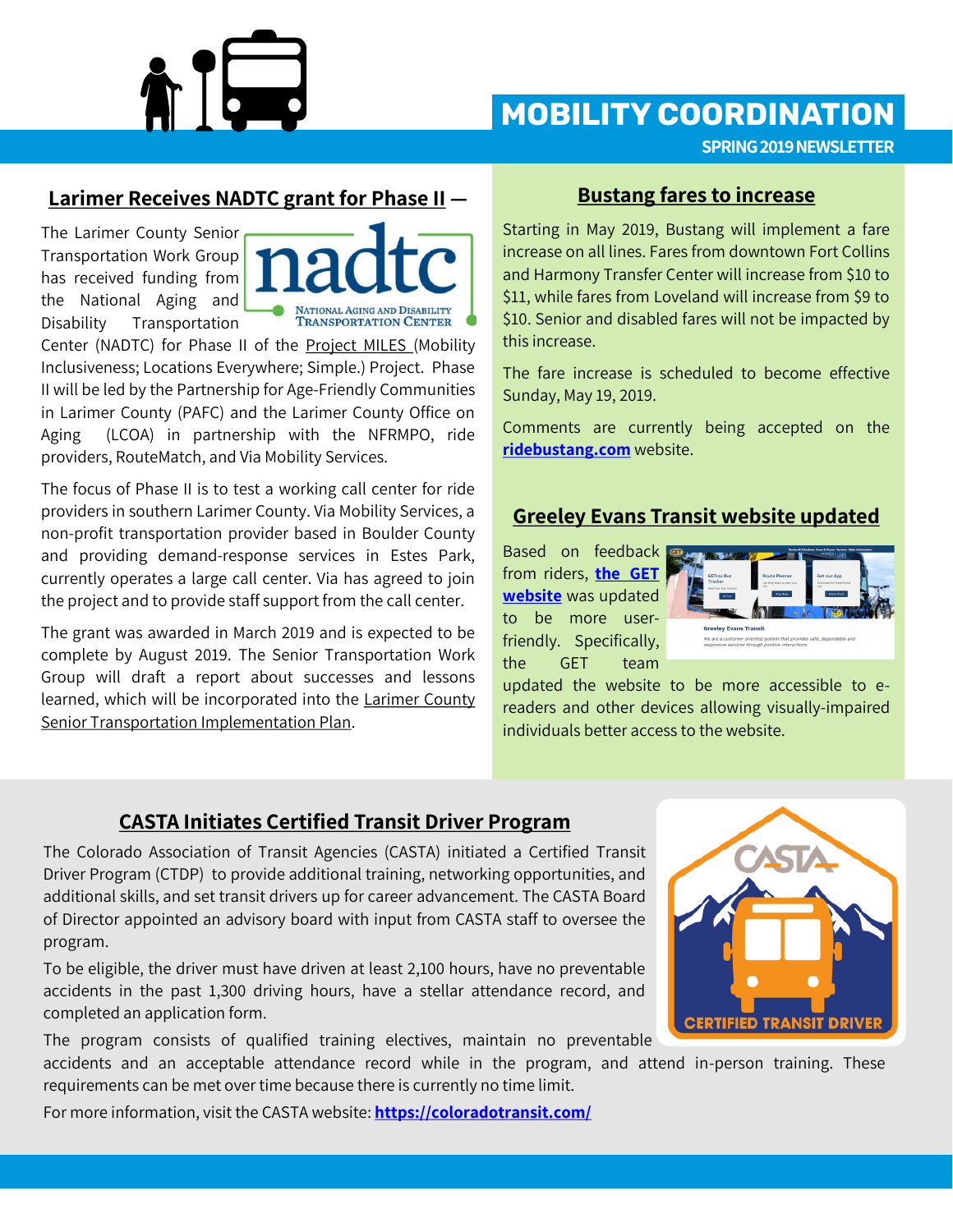# MOBILITY COORDINATION

**SPRING 2019 NEWSLETTER**

## Larimer Receives NADTC grant for Phase II —

The Larimer County Senior Transportation Work Group has received funding from the National Aging and Disability Transportation Center (NADTC) for Phase II of the Project MILES (Mobility Inclusiveness; Locations Everywhere; Simple.) Project. Phase II will be led by the Partnership for Age-Friendly Communities in Larimer County (PAFC) and the Larimer County Office on Aging (LCOA) in partnership with the NFRMPO, ride providers, RouteMatch, and Via Mobility Services.

The focus of Phase II is to test a working call center for ride providers in southern Larimer County. Via Mobility Services, a non-profit transportation provider based in Boulder County and providing demand-response services in Estes Park, currently operates a large call center. Via has agreed to join the project and to provide staff support from the call center.

The grant was awarded in March 2019 and is expected to be complete by August 2019. The Senior Transportation Work Group will draft a report about successes and lessons learned, which will be incorporated into the Larimer County Senior Transportation Implementation Plan.

## Bustang fares to increase

Starting in May 2019, Bustang will implement a fare increase on all lines. Fares from downtown Fort Collins and Harmony Transfer Center will increase from $10 to $11, while fares from Loveland will increase from $9 to $10. Senior and disabled fares will not be impacted by this increase.

The fare increase is scheduled to become effective Sunday, May 19, 2019.

Comments are currently being accepted on the **ridebustang.com** website.

## Greeley Evans Transit website updated

Based on feedback from riders, **the GET website** was updated to be more user-friendly. Specifically, the GET team updated the website to be more accessible to e-readers and other devices allowing visually-impaired individuals better access to the website.

## CASTA Initiates Certified Transit Driver Program

The Colorado Association of Transit Agencies (CASTA) initiated a Certified Transit Driver Program (CTDP) to provide additional training, networking opportunities, and additional skills, and set transit drivers up for career advancement. The CASTA Board of Director appointed an advisory board with input from CASTA staff to oversee the program.

To be eligible, the driver must have driven at least 2,100 hours, have no preventable accidents in the past 1,300 driving hours, have a stellar attendance record, and completed an application form.

The program consists of qualified training electives, maintain no preventable accidents and an acceptable attendance record while in the program, and attend in-person training. These requirements can be met over time because there is currently no time limit.

For more information, visit the CASTA website: **https://coloradotransit.com/**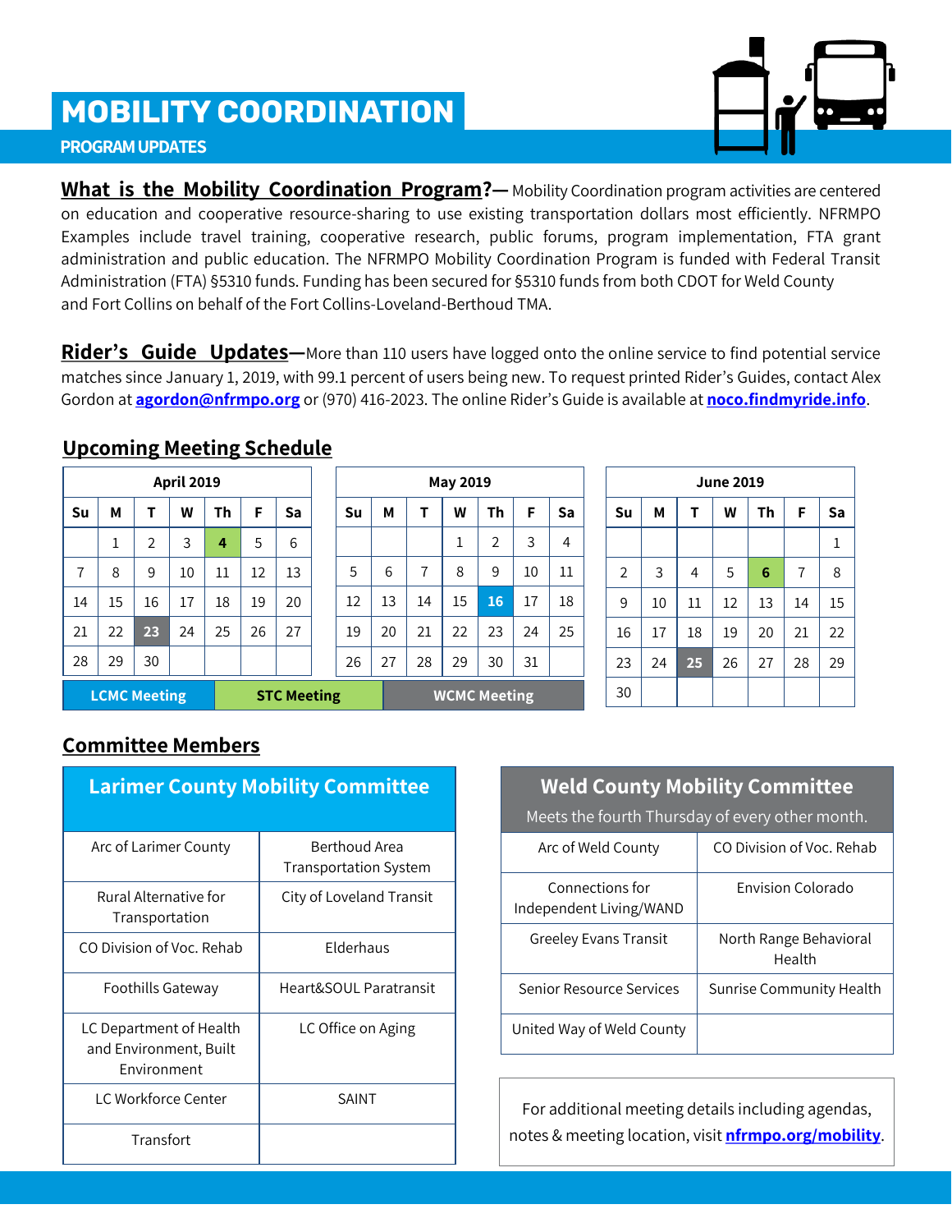# MOBILITY COORDINATION

**PROGRAM UPDATES**

**What is the Mobility Coordination Program?—** Mobility Coordination program activities are centered on education and cooperative resource-sharing to use existing transportation dollars most efficiently. NFRMPO Examples include travel training, cooperative research, public forums, program implementation, FTA grant administration and public education. The NFRMPO Mobility Coordination Program is funded with Federal Transit Administration (FTA) §5310 funds. Funding has been secured for §5310 funds from both CDOT for Weld County and Fort Collins on behalf of the Fort Collins-Loveland-Berthoud TMA.

**Rider's Guide Updates—** More than 110 users have logged onto the online service to find potential service matches since January 1, 2019, with 99.1 percent of users being new. To request printed Rider's Guides, contact Alex Gordon at **agordon@nfrmpo.org** or (970) 416-2023. The online Rider's Guide is available at **noco.findmyride.info**.

## Upcoming Meeting Schedule

**April 2019**

| Su | M | T | W | Th | F | Sa |
|---|---|---|---|---|---|---|
| | 1 | 2 | 3 | **4** | 5 | 6 |
| 7 | 8 | 9 | 10 | 11 | 12 | 13 |
| 14 | 15 | 16 | 17 | 18 | 19 | 20 |
| 21 | 22 | **23** | 24 | 25 | 26 | 27 |
| 28 | 29 | 30 | | | | |

**May 2019**

| Su | M | T | W | Th | F | Sa |
|---|---|---|---|---|---|---|
| | | | 1 | 2 | 3 | 4 |
| 5 | 6 | 7 | 8 | 9 | 10 | 11 |
| 12 | 13 | 14 | 15 | **16** | 17 | 18 |
| 19 | 20 | 21 | 22 | 23 | 24 | 25 |
| 26 | 27 | 28 | 29 | 30 | 31 | |

**June 2019**

| Su | M | T | W | Th | F | Sa |
|---|---|---|---|---|---|---|
| | | | | | | 1 |
| 2 | 3 | 4 | 5 | **6** | 7 | 8 |
| 9 | 10 | 11 | 12 | 13 | 14 | 15 |
| 16 | 17 | 18 | 19 | 20 | 21 | 22 |
| 23 | 24 | **25** | 26 | 27 | 28 | 29 |
| 30 | | | | | | |

LCMC Meeting (May 16) | STC Meeting (April 4, June 6) | WCMC Meeting (April 23, June 25)

## Committee Members

### Larimer County Mobility Committee

| | |
|---|---|
| Arc of Larimer County | Berthoud Area Transportation System |
| Rural Alternative for Transportation | City of Loveland Transit |
| CO Division of Voc. Rehab | Elderhaus |
| Foothills Gateway | Heart&SOUL Paratransit |
| LC Department of Health and Environment, Built Environment | LC Office on Aging |
| LC Workforce Center | SAINT |
| Transfort | |

### Weld County Mobility Committee

Meets the fourth Thursday of every other month.

| | |
|---|---|
| Arc of Weld County | CO Division of Voc. Rehab |
| Connections for Independent Living/WAND | Envision Colorado |
| Greeley Evans Transit | North Range Behavioral Health |
| Senior Resource Services | Sunrise Community Health |
| United Way of Weld County | |

For additional meeting details including agendas, notes & meeting location, visit **nfrmpo.org/mobility**.